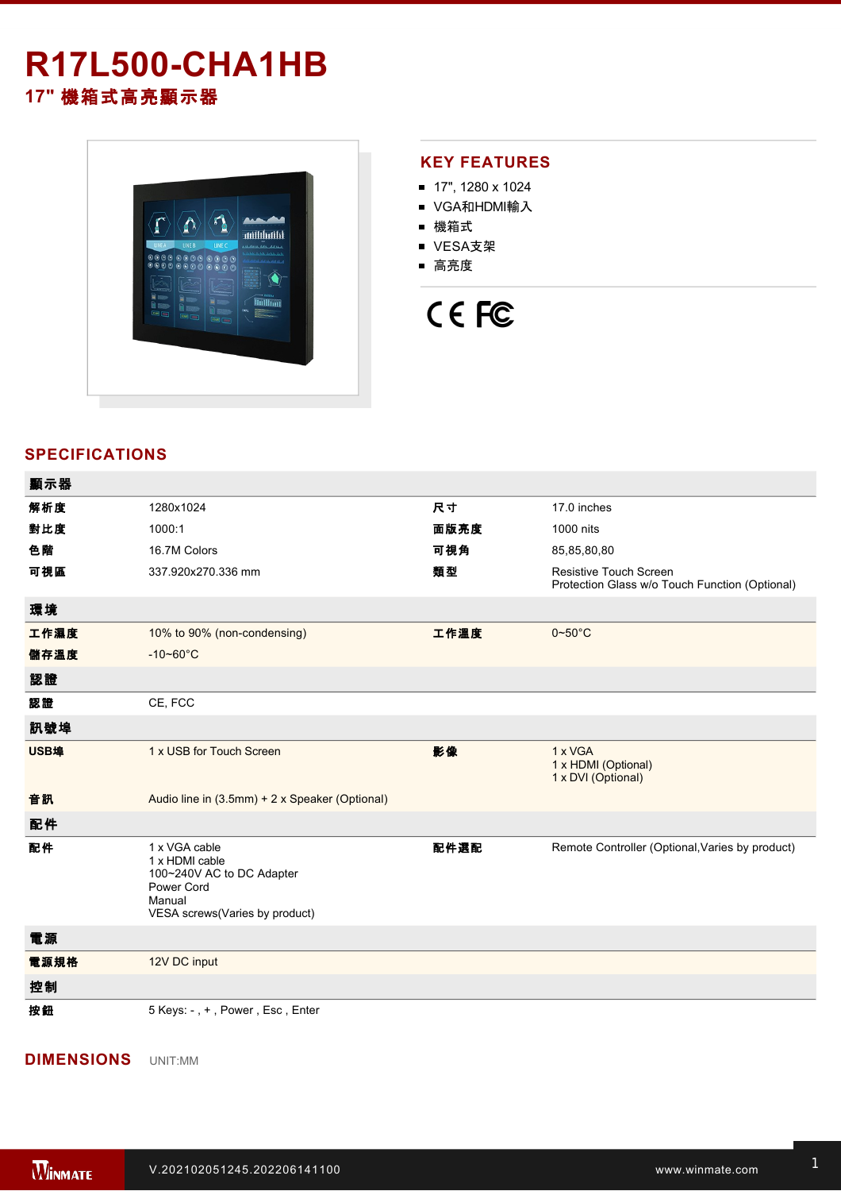# R17L500-CHA1HB

## 17" 機箱式高亮顯示器

## KEY FEATURES

- 17", 1280 x 1024
- VGA和HDMI輸入
- 機箱式
- VESA支架
- 高亮度

## SPECIFICATIONS

| 顯示器 | | | |
|---|---|---|---|
| 解析度 | 1280x1024 | 尺寸 | 17.0 inches |
| 對比度 | 1000:1 | 面版亮度 | 1000 nits |
| 色階 | 16.7M Colors | 可視角 | 85,85,80,80 |
| 可視區 | 337.920x270.336 mm | 類型 | Resistive Touch Screen<br>Protection Glass w/o Touch Function (Optional) |
| **環境** | | | |
| 工作濕度 | 10% to 90% (non-condensing) | 工作溫度 | 0~50°C |
| 儲存溫度 | -10~60°C | | |
| **認證** | | | |
| 認證 | CE, FCC | | |
| **訊號埠** | | | |
| USB埠 | 1 x USB for Touch Screen | 影像 | 1 x VGA<br>1 x HDMI (Optional)<br>1 x DVI (Optional) |
| 音訊 | Audio line in (3.5mm) + 2 x Speaker (Optional) | | |
| **配件** | | | |
| 配件 | 1 x VGA cable<br>1 x HDMI cable<br>100~240V AC to DC Adapter<br>Power Cord<br>Manual<br>VESA screws(Varies by product) | 配件選配 | Remote Controller (Optional,Varies by product) |
| **電源** | | | |
| 電源規格 | 12V DC input | | |
| **控制** | | | |
| 按鈕 | 5 Keys: - , + , Power , Esc , Enter | | |

## DIMENSIONS

UNIT:MM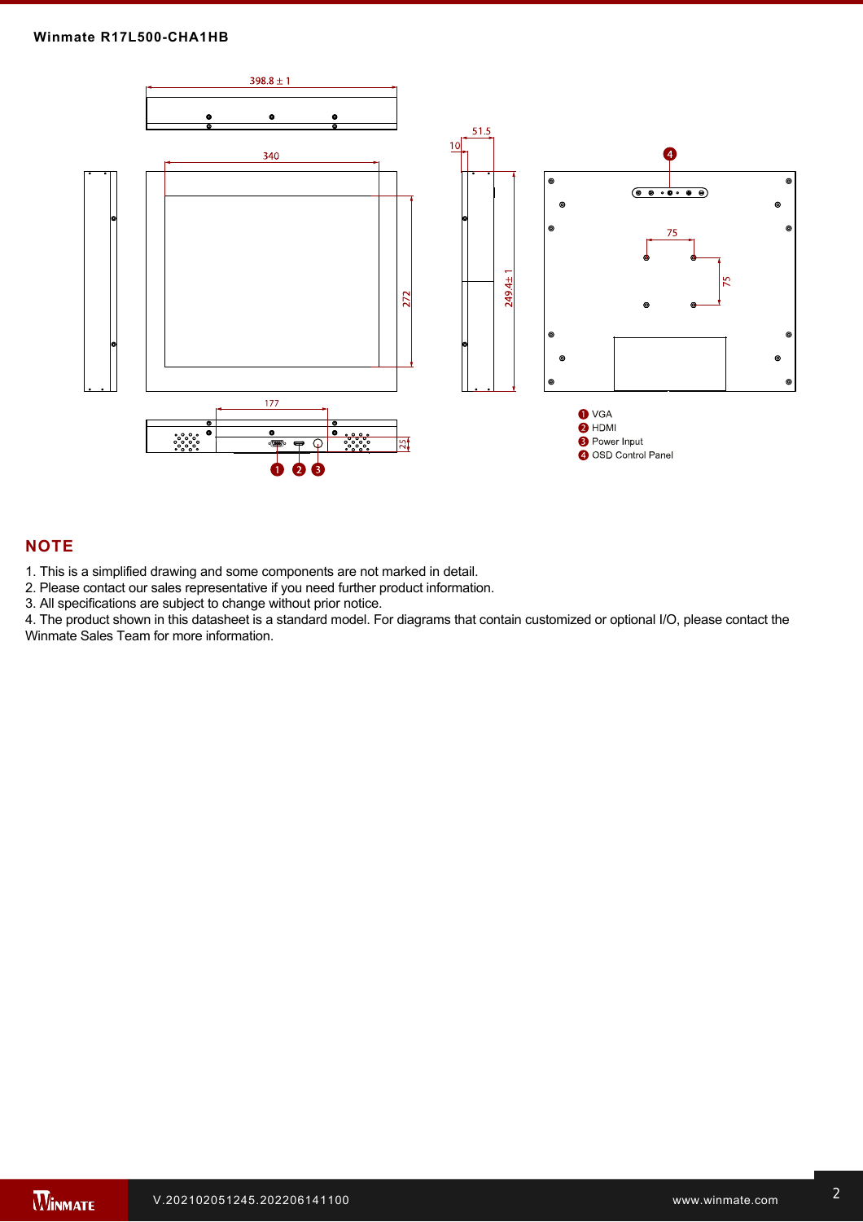**Winmate R17L500-CHA1HB**

398.8 ± 1

340

272

51.5

10

249.4± 1

75

75

177

25

1 VGA
2 HDMI
3 Power Input
4 OSD Control Panel

## NOTE

1. This is a simplified drawing and some components are not marked in detail.
2. Please contact our sales representative if you need further product information.
3. All specifications are subject to change without prior notice.
4. The product shown in this datasheet is a standard model. For diagrams that contain customized or optional I/O, please contact the Winmate Sales Team for more information.